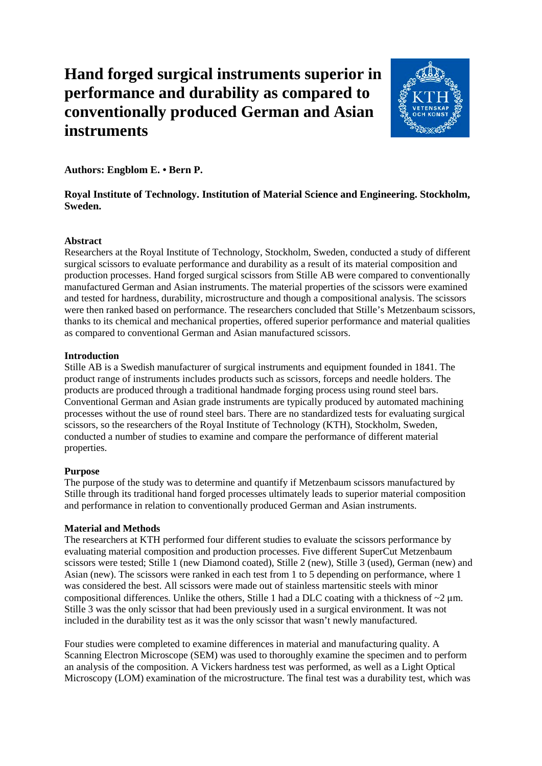# Hand forged surgical instruments superior in performance and durability as compared to conventionally produced German and Asian instruments

**Authors: Engblom E. • Bern P.**

**Royal Institute of Technology. Institution of Material Science and Engineering. Stockholm, Sweden.**

**Abstract**

Researchers at the Royal Institute of Technology, Stockholm, Sweden, conducted a study of different surgical scissors to evaluate performance and durability as a result of its material composition and production processes. Hand forged surgical scissors from Stille AB were compared to conventionally manufactured German and Asian instruments. The material properties of the scissors were examined and tested for hardness, durability, microstructure and though a compositional analysis. The scissors were then ranked based on performance. The researchers concluded that Stille's Metzenbaum scissors, thanks to its chemical and mechanical properties, offered superior performance and material qualities as compared to conventional German and Asian manufactured scissors.

**Introduction**

Stille AB is a Swedish manufacturer of surgical instruments and equipment founded in 1841. The product range of instruments includes products such as scissors, forceps and needle holders. The products are produced through a traditional handmade forging process using round steel bars. Conventional German and Asian grade instruments are typically produced by automated machining processes without the use of round steel bars. There are no standardized tests for evaluating surgical scissors, so the researchers of the Royal Institute of Technology (KTH), Stockholm, Sweden, conducted a number of studies to examine and compare the performance of different material properties.

**Purpose**

The purpose of the study was to determine and quantify if Metzenbaum scissors manufactured by Stille through its traditional hand forged processes ultimately leads to superior material composition and performance in relation to conventionally produced German and Asian instruments.

**Material and Methods**

The researchers at KTH performed four different studies to evaluate the scissors performance by evaluating material composition and production processes. Five different SuperCut Metzenbaum scissors were tested; Stille 1 (new Diamond coated), Stille 2 (new), Stille 3 (used), German (new) and Asian (new). The scissors were ranked in each test from 1 to 5 depending on performance, where 1 was considered the best. All scissors were made out of stainless martensitic steels with minor compositional differences. Unlike the others, Stille 1 had a DLC coating with a thickness of ~2 µm. Stille 3 was the only scissor that had been previously used in a surgical environment. It was not included in the durability test as it was the only scissor that wasn't newly manufactured.

Four studies were completed to examine differences in material and manufacturing quality. A Scanning Electron Microscope (SEM) was used to thoroughly examine the specimen and to perform an analysis of the composition. A Vickers hardness test was performed, as well as a Light Optical Microscopy (LOM) examination of the microstructure. The final test was a durability test, which was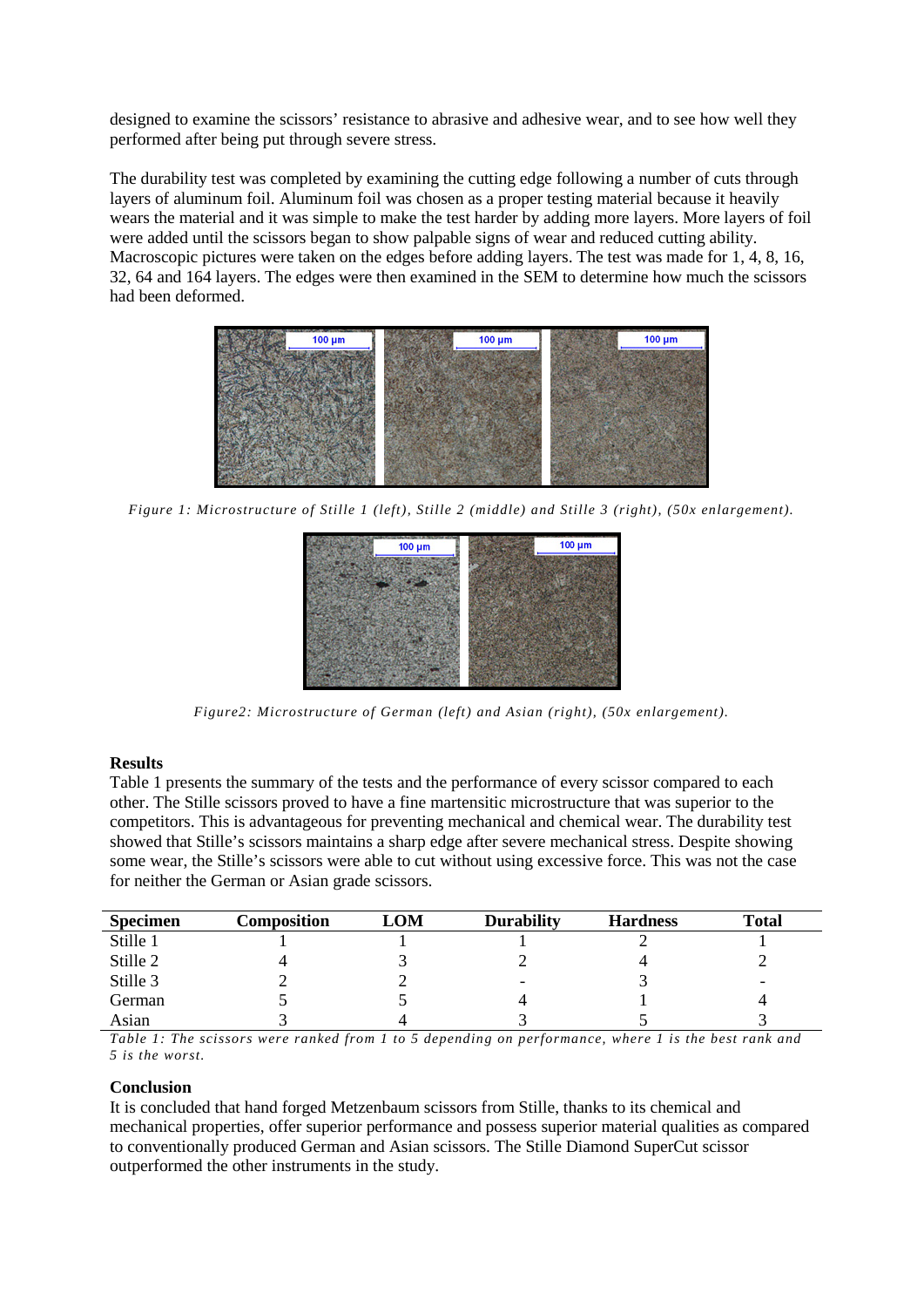designed to examine the scissors' resistance to abrasive and adhesive wear, and to see how well they performed after being put through severe stress.

The durability test was completed by examining the cutting edge following a number of cuts through layers of aluminum foil. Aluminum foil was chosen as a proper testing material because it heavily wears the material and it was simple to make the test harder by adding more layers. More layers of foil were added until the scissors began to show palpable signs of wear and reduced cutting ability. Macroscopic pictures were taken on the edges before adding layers. The test was made for 1, 4, 8, 16, 32, 64 and 164 layers. The edges were then examined in the SEM to determine how much the scissors had been deformed.

100 µm

100 µm

100 µm

*Figure 1: Microstructure of Stille 1 (left), Stille 2 (middle) and Stille 3 (right), (50x enlargement).*

100 µm

100 µm

*Figure2: Microstructure of German (left) and Asian (right), (50x enlargement).*

**Results**

Table 1 presents the summary of the tests and the performance of every scissor compared to each other. The Stille scissors proved to have a fine martensitic microstructure that was superior to the competitors. This is advantageous for preventing mechanical and chemical wear. The durability test showed that Stille's scissors maintains a sharp edge after severe mechanical stress. Despite showing some wear, the Stille's scissors were able to cut without using excessive force. This was not the case for neither the German or Asian grade scissors.

| Specimen | Composition | LOM | Durability | Hardness | Total |
|---|---|---|---|---|---|
| Stille 1 | 1 | 1 | 1 | 2 | 1 |
| Stille 2 | 4 | 3 | 2 | 4 | 2 |
| Stille 3 | 2 | 2 | - | 3 | - |
| German | 5 | 5 | 4 | 1 | 4 |
| Asian | 3 | 4 | 3 | 5 | 3 |

*Table 1: The scissors were ranked from 1 to 5 depending on performance, where 1 is the best rank and 5 is the worst.*

**Conclusion**

It is concluded that hand forged Metzenbaum scissors from Stille, thanks to its chemical and mechanical properties, offer superior performance and possess superior material qualities as compared to conventionally produced German and Asian scissors. The Stille Diamond SuperCut scissor outperformed the other instruments in the study.